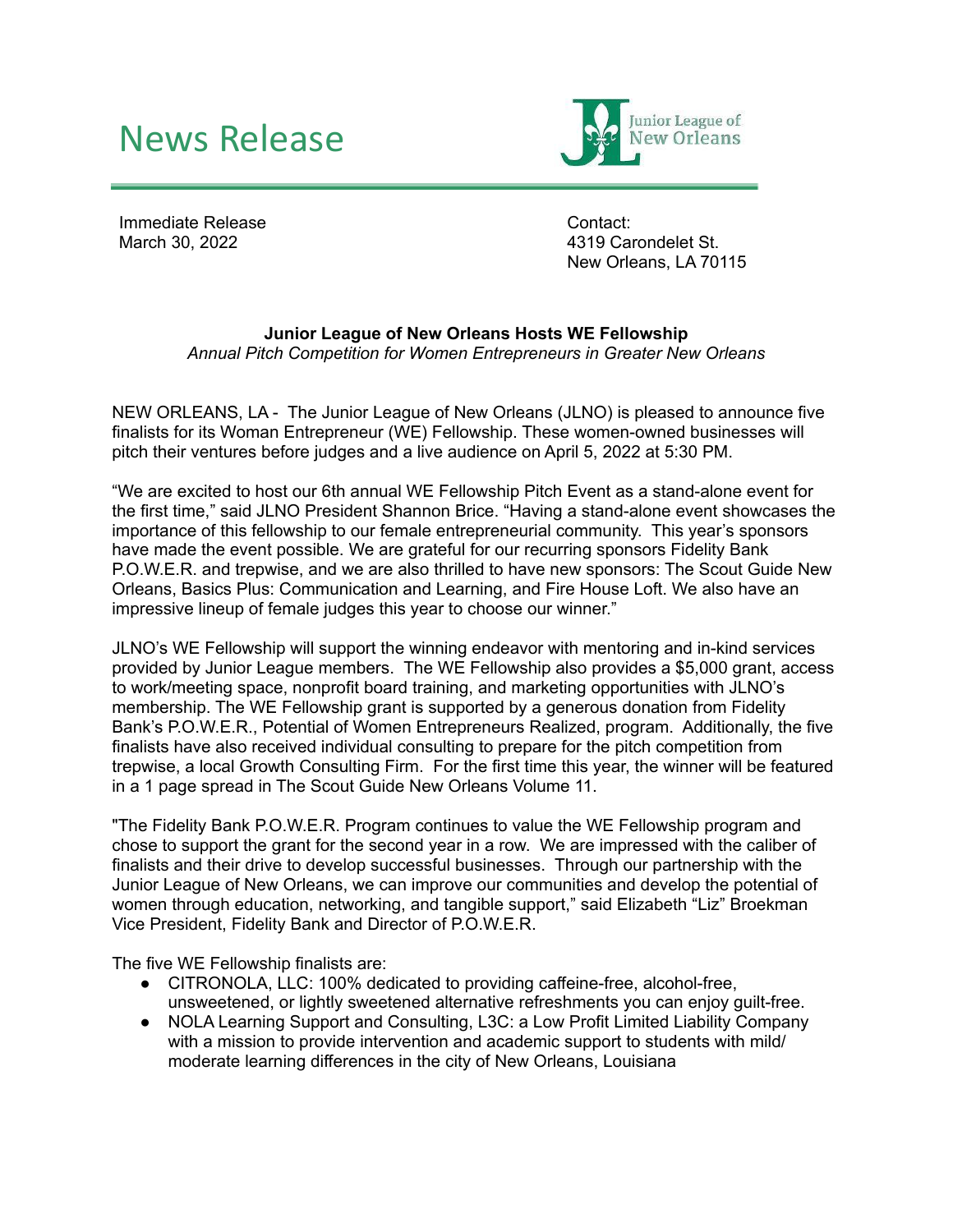# News Release

Junior League of New Orleans

Immediate Release
March 30, 2022

Contact:
4319 Carondelet St.
New Orleans, LA 70115

**Junior League of New Orleans Hosts WE Fellowship**

*Annual Pitch Competition for Women Entrepreneurs in Greater New Orleans*

NEW ORLEANS, LA - The Junior League of New Orleans (JLNO) is pleased to announce five finalists for its Woman Entrepreneur (WE) Fellowship. These women-owned businesses will pitch their ventures before judges and a live audience on April 5, 2022 at 5:30 PM.

"We are excited to host our 6th annual WE Fellowship Pitch Event as a stand-alone event for the first time," said JLNO President Shannon Brice. "Having a stand-alone event showcases the importance of this fellowship to our female entrepreneurial community. This year's sponsors have made the event possible. We are grateful for our recurring sponsors Fidelity Bank P.O.W.E.R. and trepwise, and we are also thrilled to have new sponsors: The Scout Guide New Orleans, Basics Plus: Communication and Learning, and Fire House Loft. We also have an impressive lineup of female judges this year to choose our winner."

JLNO's WE Fellowship will support the winning endeavor with mentoring and in-kind services provided by Junior League members. The WE Fellowship also provides a $5,000 grant, access to work/meeting space, nonprofit board training, and marketing opportunities with JLNO's membership. The WE Fellowship grant is supported by a generous donation from Fidelity Bank's P.O.W.E.R., Potential of Women Entrepreneurs Realized, program. Additionally, the five finalists have also received individual consulting to prepare for the pitch competition from trepwise, a local Growth Consulting Firm. For the first time this year, the winner will be featured in a 1 page spread in The Scout Guide New Orleans Volume 11.

"The Fidelity Bank P.O.W.E.R. Program continues to value the WE Fellowship program and chose to support the grant for the second year in a row. We are impressed with the caliber of finalists and their drive to develop successful businesses. Through our partnership with the Junior League of New Orleans, we can improve our communities and develop the potential of women through education, networking, and tangible support," said Elizabeth "Liz" Broekman Vice President, Fidelity Bank and Director of P.O.W.E.R.

The five WE Fellowship finalists are:

- CITRONOLA, LLC: 100% dedicated to providing caffeine-free, alcohol-free, unsweetened, or lightly sweetened alternative refreshments you can enjoy guilt-free.
- NOLA Learning Support and Consulting, L3C: a Low Profit Limited Liability Company with a mission to provide intervention and academic support to students with mild/ moderate learning differences in the city of New Orleans, Louisiana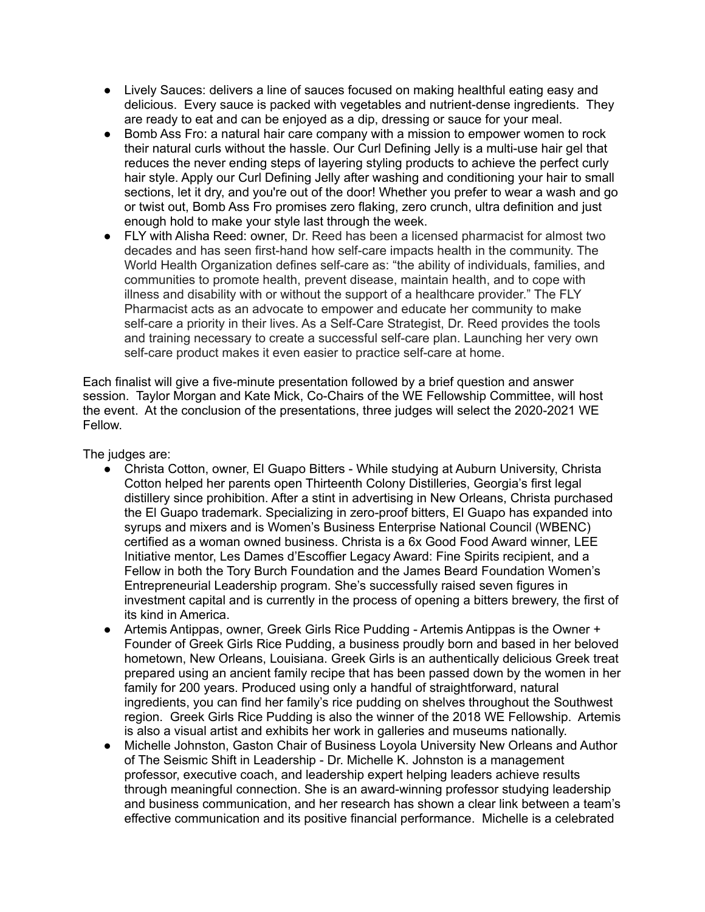- Lively Sauces: delivers a line of sauces focused on making healthful eating easy and delicious. Every sauce is packed with vegetables and nutrient-dense ingredients. They are ready to eat and can be enjoyed as a dip, dressing or sauce for your meal.
- Bomb Ass Fro: a natural hair care company with a mission to empower women to rock their natural curls without the hassle. Our Curl Defining Jelly is a multi-use hair gel that reduces the never ending steps of layering styling products to achieve the perfect curly hair style. Apply our Curl Defining Jelly after washing and conditioning your hair to small sections, let it dry, and you're out of the door! Whether you prefer to wear a wash and go or twist out, Bomb Ass Fro promises zero flaking, zero crunch, ultra definition and just enough hold to make your style last through the week.
- FLY with Alisha Reed: owner, Dr. Reed has been a licensed pharmacist for almost two decades and has seen first-hand how self-care impacts health in the community. The World Health Organization defines self-care as: "the ability of individuals, families, and communities to promote health, prevent disease, maintain health, and to cope with illness and disability with or without the support of a healthcare provider." The FLY Pharmacist acts as an advocate to empower and educate her community to make self-care a priority in their lives. As a Self-Care Strategist, Dr. Reed provides the tools and training necessary to create a successful self-care plan. Launching her very own self-care product makes it even easier to practice self-care at home.

Each finalist will give a five-minute presentation followed by a brief question and answer session. Taylor Morgan and Kate Mick, Co-Chairs of the WE Fellowship Committee, will host the event. At the conclusion of the presentations, three judges will select the 2020-2021 WE Fellow.

The judges are:

- Christa Cotton, owner, El Guapo Bitters - While studying at Auburn University, Christa Cotton helped her parents open Thirteenth Colony Distilleries, Georgia's first legal distillery since prohibition. After a stint in advertising in New Orleans, Christa purchased the El Guapo trademark. Specializing in zero-proof bitters, El Guapo has expanded into syrups and mixers and is Women's Business Enterprise National Council (WBENC) certified as a woman owned business. Christa is a 6x Good Food Award winner, LEE Initiative mentor, Les Dames d'Escoffier Legacy Award: Fine Spirits recipient, and a Fellow in both the Tory Burch Foundation and the James Beard Foundation Women's Entrepreneurial Leadership program. She's successfully raised seven figures in investment capital and is currently in the process of opening a bitters brewery, the first of its kind in America.
- Artemis Antippas, owner, Greek Girls Rice Pudding - Artemis Antippas is the Owner + Founder of Greek Girls Rice Pudding, a business proudly born and based in her beloved hometown, New Orleans, Louisiana. Greek Girls is an authentically delicious Greek treat prepared using an ancient family recipe that has been passed down by the women in her family for 200 years. Produced using only a handful of straightforward, natural ingredients, you can find her family's rice pudding on shelves throughout the Southwest region. Greek Girls Rice Pudding is also the winner of the 2018 WE Fellowship. Artemis is also a visual artist and exhibits her work in galleries and museums nationally.
- Michelle Johnston, Gaston Chair of Business Loyola University New Orleans and Author of The Seismic Shift in Leadership - Dr. Michelle K. Johnston is a management professor, executive coach, and leadership expert helping leaders achieve results through meaningful connection. She is an award-winning professor studying leadership and business communication, and her research has shown a clear link between a team's effective communication and its positive financial performance. Michelle is a celebrated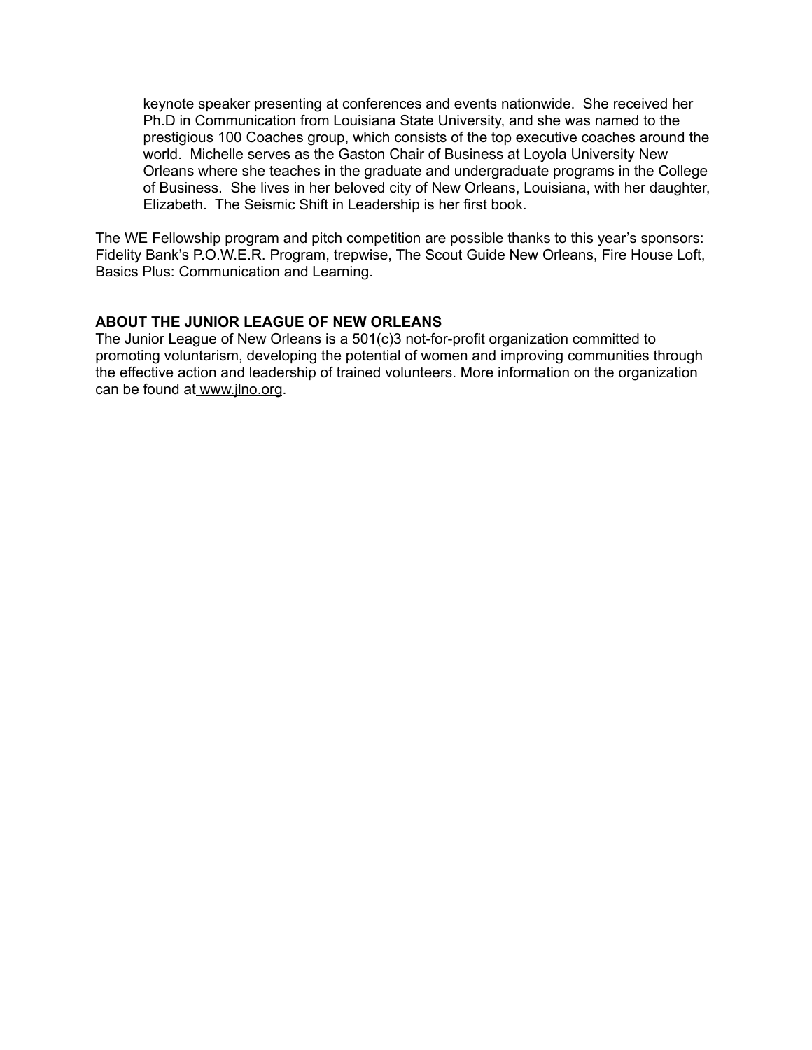keynote speaker presenting at conferences and events nationwide. She received her Ph.D in Communication from Louisiana State University, and she was named to the prestigious 100 Coaches group, which consists of the top executive coaches around the world. Michelle serves as the Gaston Chair of Business at Loyola University New Orleans where she teaches in the graduate and undergraduate programs in the College of Business. She lives in her beloved city of New Orleans, Louisiana, with her daughter, Elizabeth. The Seismic Shift in Leadership is her first book.

The WE Fellowship program and pitch competition are possible thanks to this year's sponsors: Fidelity Bank's P.O.W.E.R. Program, trepwise, The Scout Guide New Orleans, Fire House Loft, Basics Plus: Communication and Learning.

**ABOUT THE JUNIOR LEAGUE OF NEW ORLEANS**

The Junior League of New Orleans is a 501(c)3 not-for-profit organization committed to promoting voluntarism, developing the potential of women and improving communities through the effective action and leadership of trained volunteers. More information on the organization can be found at www.jlno.org.